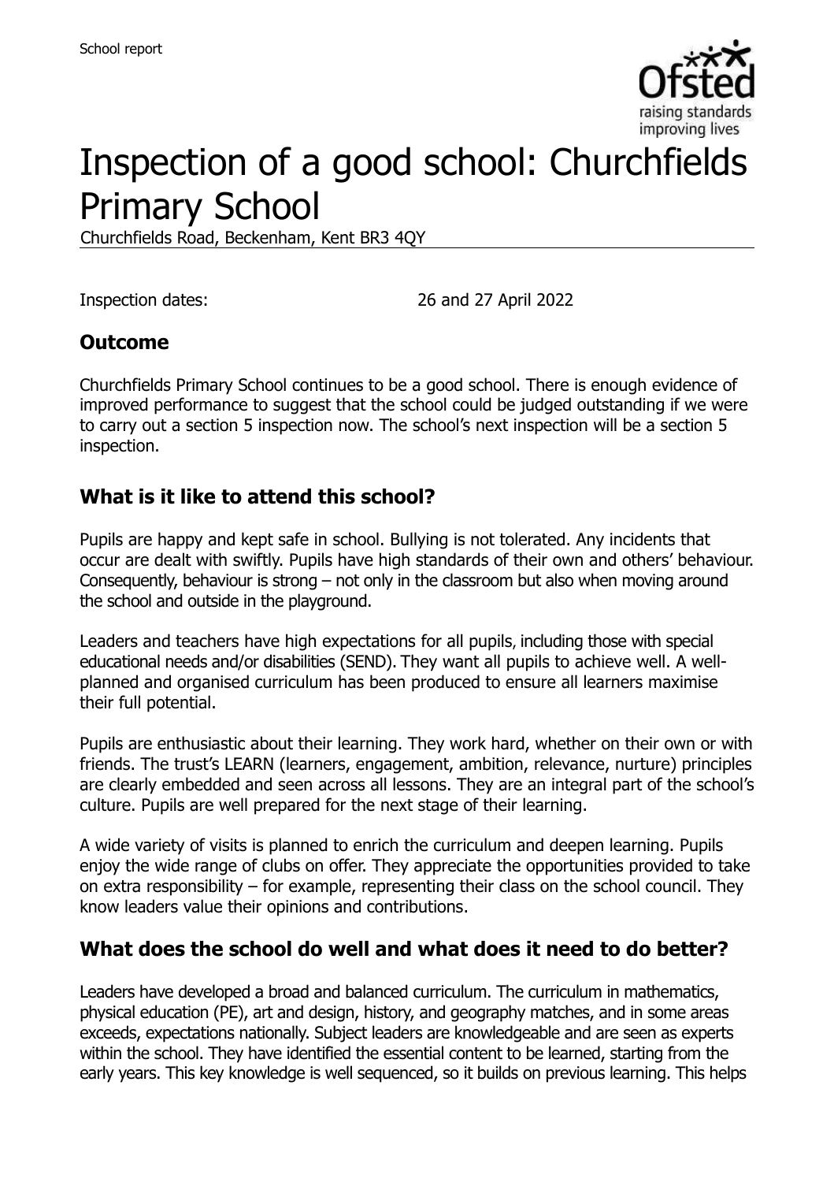# Inspection of a good school: Churchfields Primary School

Churchfields Road, Beckenham, Kent BR3 4QY

Inspection dates: 26 and 27 April 2022

## Outcome

Churchfields Primary School continues to be a good school. There is enough evidence of improved performance to suggest that the school could be judged outstanding if we were to carry out a section 5 inspection now. The school's next inspection will be a section 5 inspection.

## What is it like to attend this school?

Pupils are happy and kept safe in school. Bullying is not tolerated. Any incidents that occur are dealt with swiftly. Pupils have high standards of their own and others' behaviour. Consequently, behaviour is strong – not only in the classroom but also when moving around the school and outside in the playground.

Leaders and teachers have high expectations for all pupils, including those with special educational needs and/or disabilities (SEND). They want all pupils to achieve well. A well-planned and organised curriculum has been produced to ensure all learners maximise their full potential.

Pupils are enthusiastic about their learning. They work hard, whether on their own or with friends. The trust's LEARN (learners, engagement, ambition, relevance, nurture) principles are clearly embedded and seen across all lessons. They are an integral part of the school's culture. Pupils are well prepared for the next stage of their learning.

A wide variety of visits is planned to enrich the curriculum and deepen learning. Pupils enjoy the wide range of clubs on offer. They appreciate the opportunities provided to take on extra responsibility – for example, representing their class on the school council. They know leaders value their opinions and contributions.

## What does the school do well and what does it need to do better?

Leaders have developed a broad and balanced curriculum. The curriculum in mathematics, physical education (PE), art and design, history, and geography matches, and in some areas exceeds, expectations nationally. Subject leaders are knowledgeable and are seen as experts within the school. They have identified the essential content to be learned, starting from the early years. This key knowledge is well sequenced, so it builds on previous learning. This helps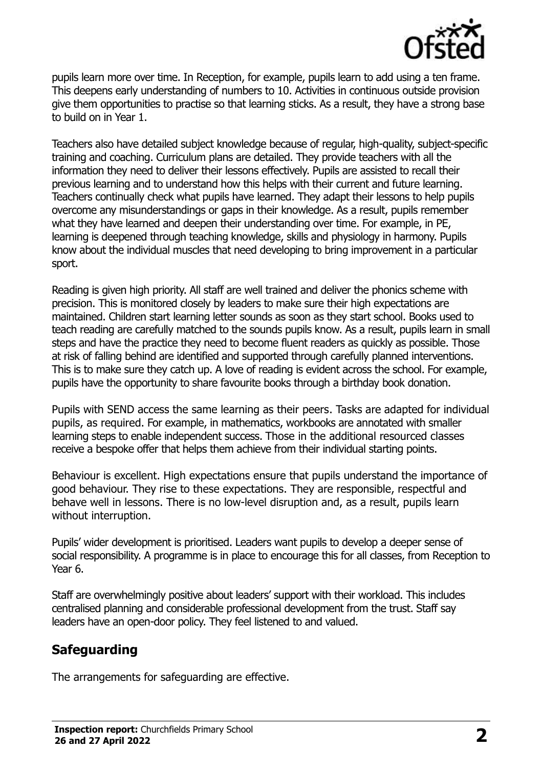pupils learn more over time. In Reception, for example, pupils learn to add using a ten frame. This deepens early understanding of numbers to 10. Activities in continuous outside provision give them opportunities to practise so that learning sticks. As a result, they have a strong base to build on in Year 1.

Teachers also have detailed subject knowledge because of regular, high-quality, subject-specific training and coaching. Curriculum plans are detailed. They provide teachers with all the information they need to deliver their lessons effectively. Pupils are assisted to recall their previous learning and to understand how this helps with their current and future learning. Teachers continually check what pupils have learned. They adapt their lessons to help pupils overcome any misunderstandings or gaps in their knowledge. As a result, pupils remember what they have learned and deepen their understanding over time. For example, in PE, learning is deepened through teaching knowledge, skills and physiology in harmony. Pupils know about the individual muscles that need developing to bring improvement in a particular sport.

Reading is given high priority. All staff are well trained and deliver the phonics scheme with precision. This is monitored closely by leaders to make sure their high expectations are maintained. Children start learning letter sounds as soon as they start school. Books used to teach reading are carefully matched to the sounds pupils know. As a result, pupils learn in small steps and have the practice they need to become fluent readers as quickly as possible. Those at risk of falling behind are identified and supported through carefully planned interventions. This is to make sure they catch up. A love of reading is evident across the school. For example, pupils have the opportunity to share favourite books through a birthday book donation.

Pupils with SEND access the same learning as their peers. Tasks are adapted for individual pupils, as required. For example, in mathematics, workbooks are annotated with smaller learning steps to enable independent success. Those in the additional resourced classes receive a bespoke offer that helps them achieve from their individual starting points.

Behaviour is excellent. High expectations ensure that pupils understand the importance of good behaviour. They rise to these expectations. They are responsible, respectful and behave well in lessons. There is no low-level disruption and, as a result, pupils learn without interruption.

Pupils' wider development is prioritised. Leaders want pupils to develop a deeper sense of social responsibility. A programme is in place to encourage this for all classes, from Reception to Year 6.

Staff are overwhelmingly positive about leaders' support with their workload. This includes centralised planning and considerable professional development from the trust. Staff say leaders have an open-door policy. They feel listened to and valued.

## Safeguarding

The arrangements for safeguarding are effective.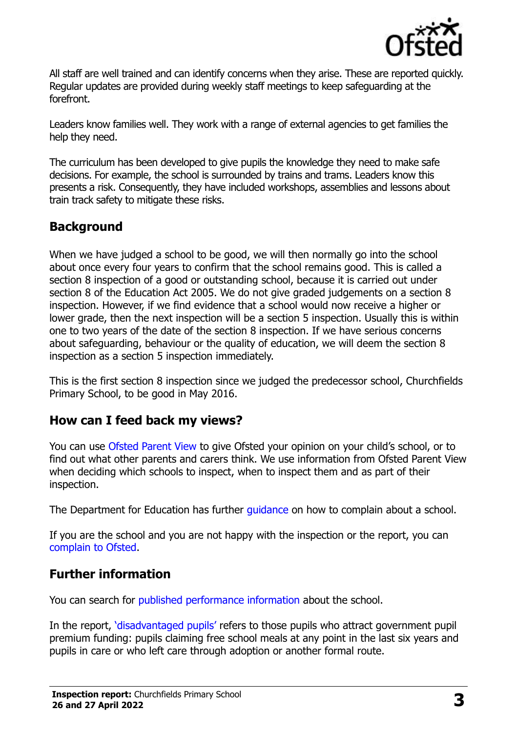All staff are well trained and can identify concerns when they arise. These are reported quickly. Regular updates are provided during weekly staff meetings to keep safeguarding at the forefront.

Leaders know families well. They work with a range of external agencies to get families the help they need.

The curriculum has been developed to give pupils the knowledge they need to make safe decisions. For example, the school is surrounded by trains and trams. Leaders know this presents a risk. Consequently, they have included workshops, assemblies and lessons about train track safety to mitigate these risks.

## Background

When we have judged a school to be good, we will then normally go into the school about once every four years to confirm that the school remains good. This is called a section 8 inspection of a good or outstanding school, because it is carried out under section 8 of the Education Act 2005. We do not give graded judgements on a section 8 inspection. However, if we find evidence that a school would now receive a higher or lower grade, then the next inspection will be a section 5 inspection. Usually this is within one to two years of the date of the section 8 inspection. If we have serious concerns about safeguarding, behaviour or the quality of education, we will deem the section 8 inspection as a section 5 inspection immediately.

This is the first section 8 inspection since we judged the predecessor school, Churchfields Primary School, to be good in May 2016.

## How can I feed back my views?

You can use Ofsted Parent View to give Ofsted your opinion on your child's school, or to find out what other parents and carers think. We use information from Ofsted Parent View when deciding which schools to inspect, when to inspect them and as part of their inspection.

The Department for Education has further guidance on how to complain about a school.

If you are the school and you are not happy with the inspection or the report, you can complain to Ofsted.

## Further information

You can search for published performance information about the school.

In the report, 'disadvantaged pupils' refers to those pupils who attract government pupil premium funding: pupils claiming free school meals at any point in the last six years and pupils in care or who left care through adoption or another formal route.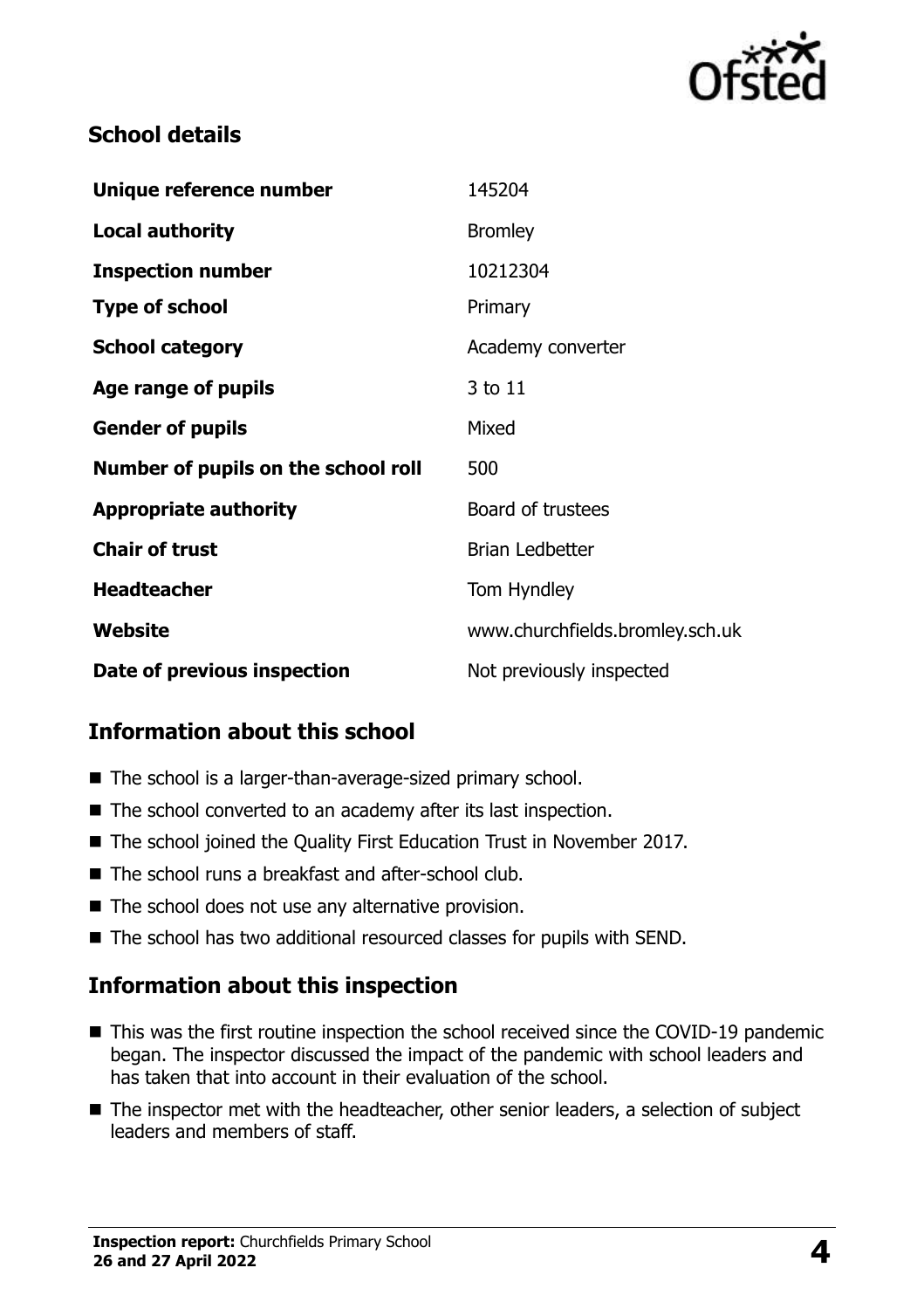## School details

| | |
|---|---|
| **Unique reference number** | 145204 |
| **Local authority** | Bromley |
| **Inspection number** | 10212304 |
| **Type of school** | Primary |
| **School category** | Academy converter |
| **Age range of pupils** | 3 to 11 |
| **Gender of pupils** | Mixed |
| **Number of pupils on the school roll** | 500 |
| **Appropriate authority** | Board of trustees |
| **Chair of trust** | Brian Ledbetter |
| **Headteacher** | Tom Hyndley |
| **Website** | www.churchfields.bromley.sch.uk |
| **Date of previous inspection** | Not previously inspected |

## Information about this school

- The school is a larger-than-average-sized primary school.
- The school converted to an academy after its last inspection.
- The school joined the Quality First Education Trust in November 2017.
- The school runs a breakfast and after-school club.
- The school does not use any alternative provision.
- The school has two additional resourced classes for pupils with SEND.

## Information about this inspection

- This was the first routine inspection the school received since the COVID-19 pandemic began. The inspector discussed the impact of the pandemic with school leaders and has taken that into account in their evaluation of the school.
- The inspector met with the headteacher, other senior leaders, a selection of subject leaders and members of staff.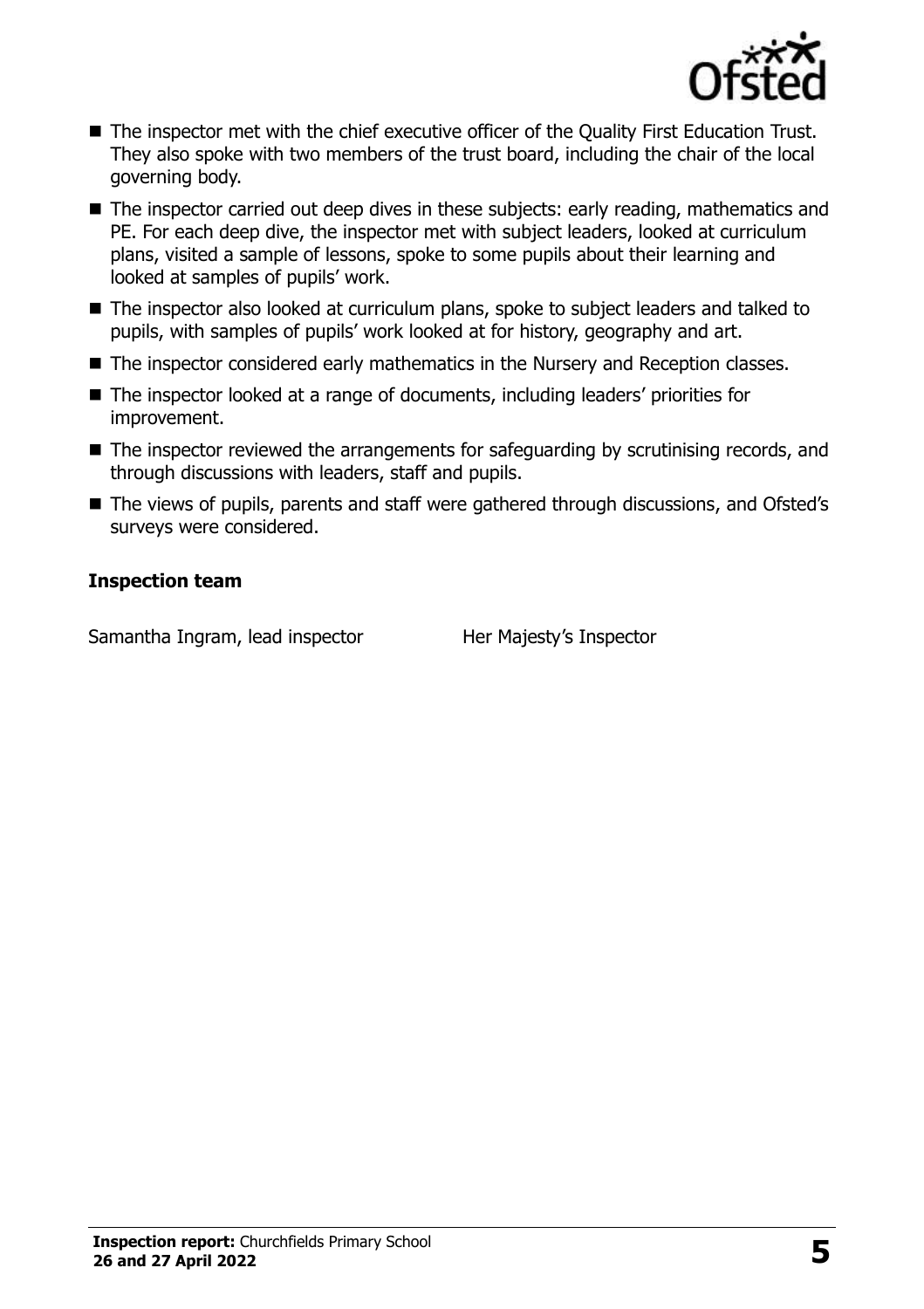- The inspector met with the chief executive officer of the Quality First Education Trust. They also spoke with two members of the trust board, including the chair of the local governing body.
- The inspector carried out deep dives in these subjects: early reading, mathematics and PE. For each deep dive, the inspector met with subject leaders, looked at curriculum plans, visited a sample of lessons, spoke to some pupils about their learning and looked at samples of pupils' work.
- The inspector also looked at curriculum plans, spoke to subject leaders and talked to pupils, with samples of pupils' work looked at for history, geography and art.
- The inspector considered early mathematics in the Nursery and Reception classes.
- The inspector looked at a range of documents, including leaders' priorities for improvement.
- The inspector reviewed the arrangements for safeguarding by scrutinising records, and through discussions with leaders, staff and pupils.
- The views of pupils, parents and staff were gathered through discussions, and Ofsted's surveys were considered.

## Inspection team

| | |
|---|---|
| Samantha Ingram, lead inspector | Her Majesty's Inspector |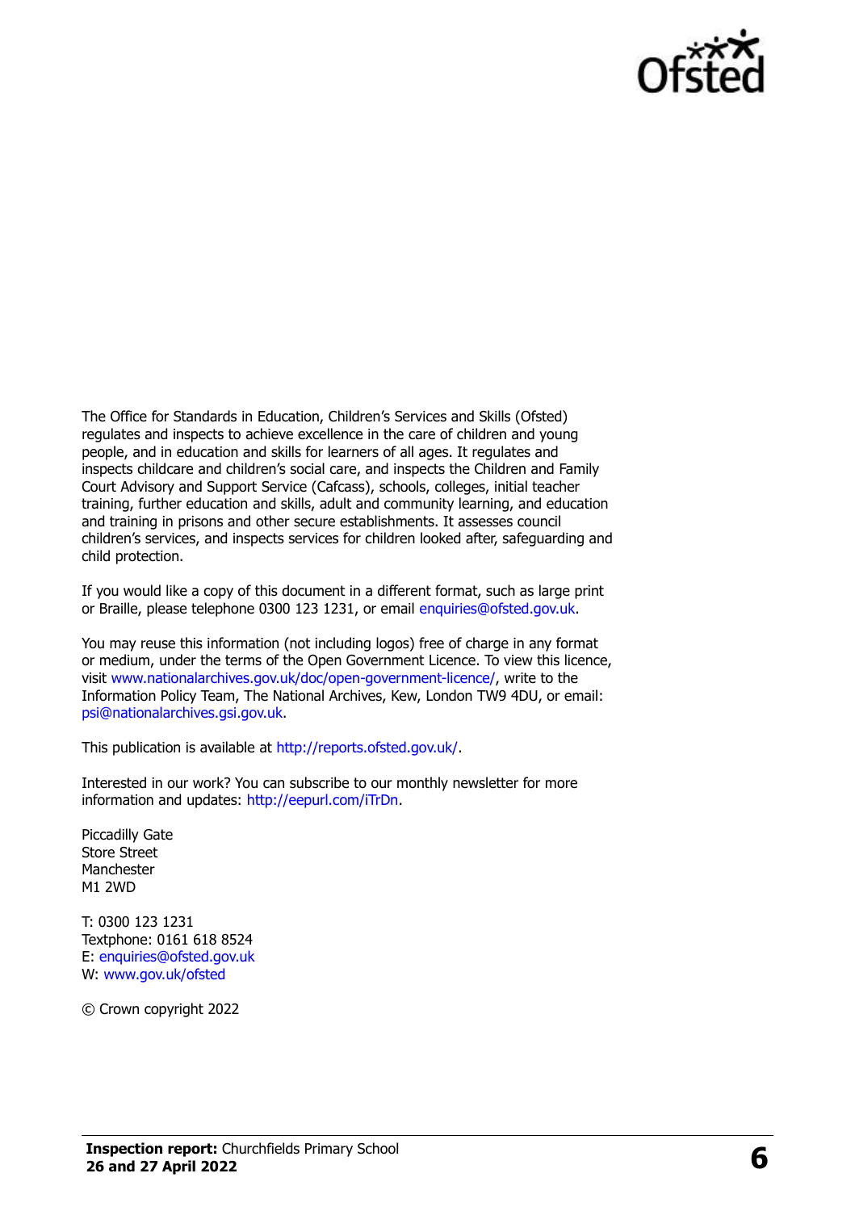The Office for Standards in Education, Children's Services and Skills (Ofsted) regulates and inspects to achieve excellence in the care of children and young people, and in education and skills for learners of all ages. It regulates and inspects childcare and children's social care, and inspects the Children and Family Court Advisory and Support Service (Cafcass), schools, colleges, initial teacher training, further education and skills, adult and community learning, and education and training in prisons and other secure establishments. It assesses council children's services, and inspects services for children looked after, safeguarding and child protection.

If you would like a copy of this document in a different format, such as large print or Braille, please telephone 0300 123 1231, or email enquiries@ofsted.gov.uk.

You may reuse this information (not including logos) free of charge in any format or medium, under the terms of the Open Government Licence. To view this licence, visit www.nationalarchives.gov.uk/doc/open-government-licence/, write to the Information Policy Team, The National Archives, Kew, London TW9 4DU, or email: psi@nationalarchives.gsi.gov.uk.

This publication is available at http://reports.ofsted.gov.uk/.

Interested in our work? You can subscribe to our monthly newsletter for more information and updates: http://eepurl.com/iTrDn.

Piccadilly Gate
Store Street
Manchester
M1 2WD

T: 0300 123 1231
Textphone: 0161 618 8524
E: enquiries@ofsted.gov.uk
W: www.gov.uk/ofsted

© Crown copyright 2022